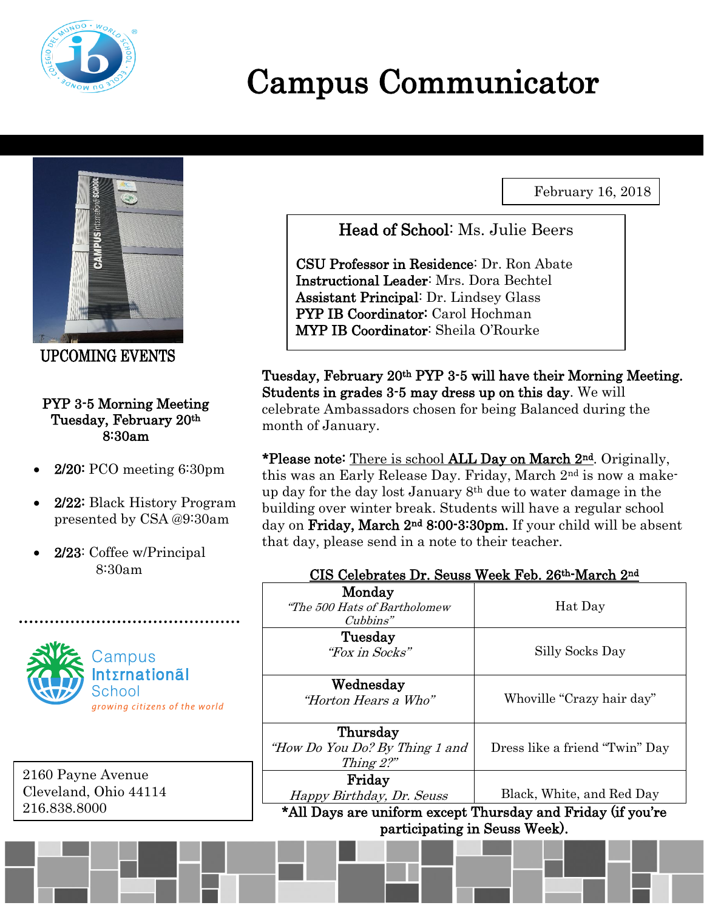# Campus Communicator

February 16, 2018

**Head of School**: Ms. Julie Beers

**CSU Professor in Residence**: Dr. Ron Abate
**Instructional Leader**: Mrs. Dora Bechtel
**Assistant Principal**: Dr. Lindsey Glass
**PYP IB Coordinator**: Carol Hochman
**MYP IB Coordinator**: Sheila O'Rourke

## UPCOMING EVENTS

**PYP 3-5 Morning Meeting**
**Tuesday, February 20th**
**8:30am**

- **2/20:** PCO meeting 6:30pm
- **2/22:** Black History Program presented by CSA @9:30am
- **2/23**: Coffee w/Principal 8:30am

Campus International School
*growing citizens of the world*

2160 Payne Avenue
Cleveland, Ohio 44114
216.838.8000

**Tuesday, February 20th PYP 3-5 will have their Morning Meeting. Students in grades 3-5 may dress up on this day**. We will celebrate Ambassadors chosen for being Balanced during the month of January.

**\*Please note:** There is school **ALL Day on March 2nd**. Originally, this was an Early Release Day. Friday, March 2nd is now a make-up day for the day lost January 8th due to water damage in the building over winter break. Students will have a regular school day on **Friday, March 2nd 8:00-3:30pm.** If your child will be absent that day, please send in a note to their teacher.

**CIS Celebrates Dr. Seuss Week Feb. 26th-March 2nd**

| Day | Theme |
| --- | --- |
| **Monday** *"The 500 Hats of Bartholomew Cubbins"* | Hat Day |
| **Tuesday** *"Fox in Socks"* | Silly Socks Day |
| **Wednesday** *"Horton Hears a Who"* | Whoville "Crazy hair day" |
| **Thursday** *"How Do You Do? By Thing 1 and Thing 2?"* | Dress like a friend "Twin" Day |
| **Friday** *Happy Birthday, Dr. Seuss* | Black, White, and Red Day |

**\*All Days are uniform except Thursday and Friday (if you're participating in Seuss Week).**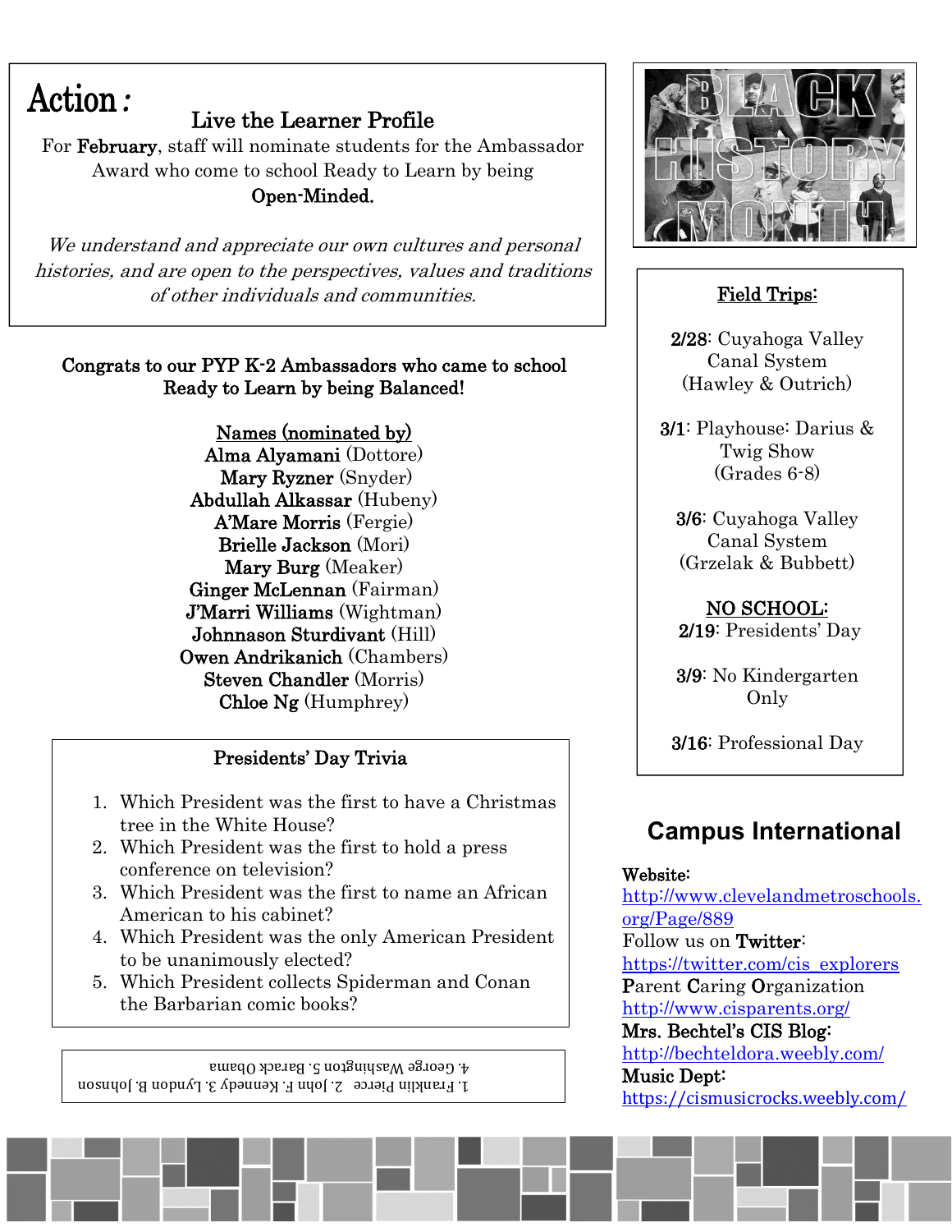# Action:

## Live the Learner Profile

For **February**, staff will nominate students for the Ambassador Award who come to school Ready to Learn by being **Open-Minded.**

*We understand and appreciate our own cultures and personal histories, and are open to the perspectives, values and traditions of other individuals and communities.*

**Congrats to our PYP K-2 Ambassadors who came to school Ready to Learn by being Balanced!**

**Names (nominated by)**

**Alma Alyamani** (Dottore)
**Mary Ryzner** (Snyder)
**Abdullah Alkassar** (Hubeny)
**A'Mare Morris** (Fergie)
**Brielle Jackson** (Mori)
**Mary Burg** (Meaker)
**Ginger McLennan** (Fairman)
**J'Marri Williams** (Wightman)
**Johnnason Sturdivant** (Hill)
**Owen Andrikanich** (Chambers)
**Steven Chandler** (Morris)
**Chloe Ng** (Humphrey)

### Presidents' Day Trivia

1. Which President was the first to have a Christmas tree in the White House?
2. Which President was the first to hold a press conference on television?
3. Which President was the first to name an African American to his cabinet?
4. Which President was the only American President to be unanimously elected?
5. Which President collects Spiderman and Conan the Barbarian comic books?

1. Franklin Pierce 2. John F. Kennedy 3. Lyndon B. Johnson 4. George Washington 5. Barack Obama

BLACK HISTORY MONTH

### Field Trips:

**2/28**: Cuyahoga Valley Canal System (Hawley & Outrich)

**3/1**: Playhouse: Darius & Twig Show (Grades 6-8)

**3/6**: Cuyahoga Valley Canal System (Grzelak & Bubbett)

**NO SCHOOL:**

**2/19**: Presidents' Day

**3/9**: No Kindergarten Only

**3/16**: Professional Day

## Campus International

Website:
http://www.clevelandmetroschools.org/Page/889

Follow us on **Twitter**:
https://twitter.com/cis_explorers

**P**arent **C**aring **O**rganization
http://www.cisparents.org/

**Mrs. Bechtel's CIS Blog:**
http://bechteldora.weebly.com/

**Music Dept:**
https://cismusicrocks.weebly.com/